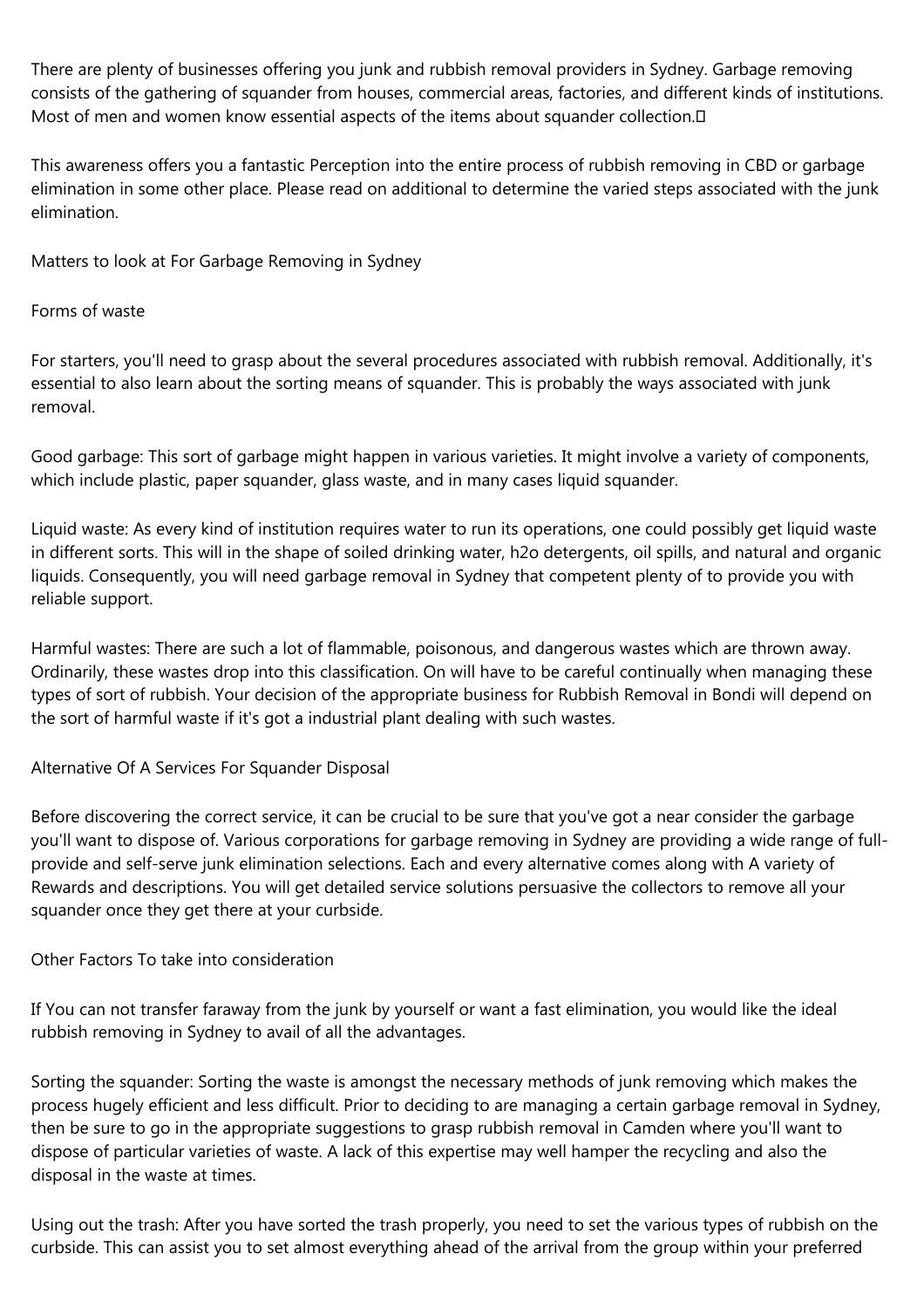There are plenty of businesses offering you junk and rubbish removal providers in Sydney. Garbage removing consists of the gathering of squander from houses, commercial areas, factories, and different kinds of institutions. Most of men and women know essential aspects of the items about squander collection.

This awareness offers you a fantastic Perception into the entire process of rubbish removing in CBD or garbage elimination in some other place. Please read on additional to determine the varied steps associated with the junk elimination.

## Matters to look at For Garbage Removing in Sydney

### Forms of waste

For starters, you'll need to grasp about the several procedures associated with rubbish removal. Additionally, it's essential to also learn about the sorting means of squander. This is probably the ways associated with junk removal.

Good garbage: This sort of garbage might happen in various varieties. It might involve a variety of components, which include plastic, paper squander, glass waste, and in many cases liquid squander.

Liquid waste: As every kind of institution requires water to run its operations, one could possibly get liquid waste in different sorts. This will in the shape of soiled drinking water, h2o detergents, oil spills, and natural and organic liquids. Consequently, you will need garbage removal in Sydney that competent plenty of to provide you with reliable support.

Harmful wastes: There are such a lot of flammable, poisonous, and dangerous wastes which are thrown away. Ordinarily, these wastes drop into this classification. On will have to be careful continually when managing these types of sort of rubbish. Your decision of the appropriate business for Rubbish Removal in Bondi will depend on the sort of harmful waste if it's got a industrial plant dealing with such wastes.

### Alternative Of A Services For Squander Disposal

Before discovering the correct service, it can be crucial to be sure that you've got a near consider the garbage you'll want to dispose of. Various corporations for garbage removing in Sydney are providing a wide range of full-provide and self-serve junk elimination selections. Each and every alternative comes along with A variety of Rewards and descriptions. You will get detailed service solutions persuasive the collectors to remove all your squander once they get there at your curbside.

### Other Factors To take into consideration

If You can not transfer faraway from the junk by yourself or want a fast elimination, you would like the ideal rubbish removing in Sydney to avail of all the advantages.

Sorting the squander: Sorting the waste is amongst the necessary methods of junk removing which makes the process hugely efficient and less difficult. Prior to deciding to are managing a certain garbage removal in Sydney, then be sure to go in the appropriate suggestions to grasp rubbish removal in Camden where you'll want to dispose of particular varieties of waste. A lack of this expertise may well hamper the recycling and also the disposal in the waste at times.

Using out the trash: After you have sorted the trash properly, you need to set the various types of rubbish on the curbside. This can assist you to set almost everything ahead of the arrival from the group within your preferred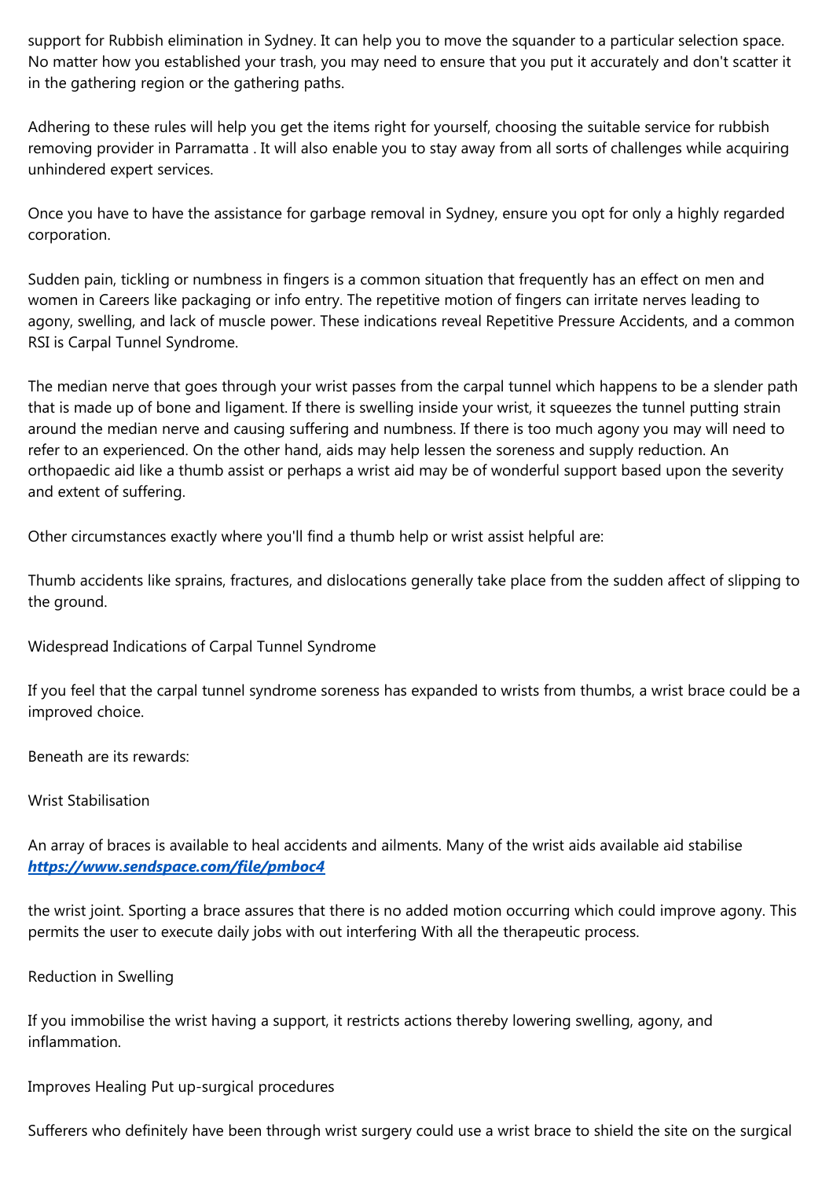support for Rubbish elimination in Sydney. It can help you to move the squander to a particular selection space. No matter how you established your trash, you may need to ensure that you put it accurately and don't scatter it in the gathering region or the gathering paths.

Adhering to these rules will help you get the items right for yourself, choosing the suitable service for rubbish removing provider in Parramatta . It will also enable you to stay away from all sorts of challenges while acquiring unhindered expert services.

Once you have to have the assistance for garbage removal in Sydney, ensure you opt for only a highly regarded corporation.

Sudden pain, tickling or numbness in fingers is a common situation that frequently has an effect on men and women in Careers like packaging or info entry. The repetitive motion of fingers can irritate nerves leading to agony, swelling, and lack of muscle power. These indications reveal Repetitive Pressure Accidents, and a common RSI is Carpal Tunnel Syndrome.

The median nerve that goes through your wrist passes from the carpal tunnel which happens to be a slender path that is made up of bone and ligament. If there is swelling inside your wrist, it squeezes the tunnel putting strain around the median nerve and causing suffering and numbness. If there is too much agony you may will need to refer to an experienced. On the other hand, aids may help lessen the soreness and supply reduction. An orthopaedic aid like a thumb assist or perhaps a wrist aid may be of wonderful support based upon the severity and extent of suffering.

Other circumstances exactly where you'll find a thumb help or wrist assist helpful are:

Thumb accidents like sprains, fractures, and dislocations generally take place from the sudden affect of slipping to the ground.

Widespread Indications of Carpal Tunnel Syndrome

If you feel that the carpal tunnel syndrome soreness has expanded to wrists from thumbs, a wrist brace could be a improved choice.

Beneath are its rewards:

Wrist Stabilisation

An array of braces is available to heal accidents and ailments. Many of the wrist aids available aid stabilise ***https://www.sendspace.com/file/pmboc4***

the wrist joint. Sporting a brace assures that there is no added motion occurring which could improve agony. This permits the user to execute daily jobs with out interfering With all the therapeutic process.

Reduction in Swelling

If you immobilise the wrist having a support, it restricts actions thereby lowering swelling, agony, and inflammation.

Improves Healing Put up-surgical procedures

Sufferers who definitely have been through wrist surgery could use a wrist brace to shield the site on the surgical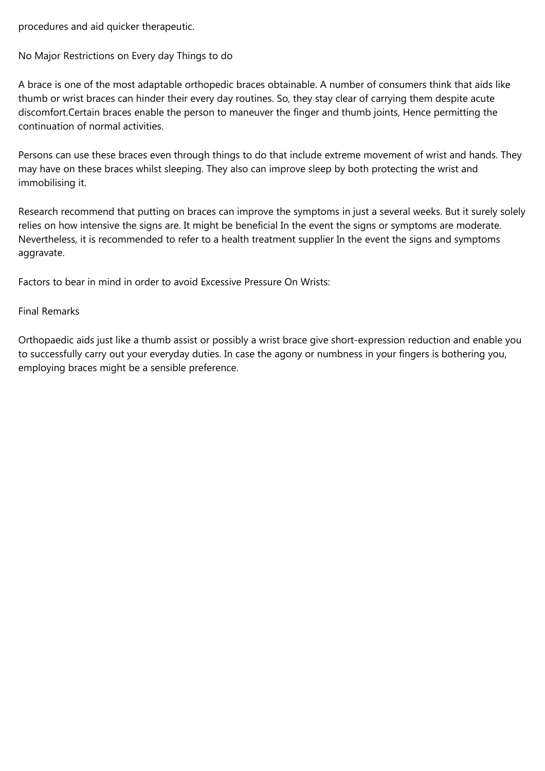procedures and aid quicker therapeutic.

## No Major Restrictions on Every day Things to do

A brace is one of the most adaptable orthopedic braces obtainable. A number of consumers think that aids like thumb or wrist braces can hinder their every day routines. So, they stay clear of carrying them despite acute discomfort.Certain braces enable the person to maneuver the finger and thumb joints, Hence permitting the continuation of normal activities.

Persons can use these braces even through things to do that include extreme movement of wrist and hands. They may have on these braces whilst sleeping. They also can improve sleep by both protecting the wrist and immobilising it.

Research recommend that putting on braces can improve the symptoms in just a several weeks. But it surely solely relies on how intensive the signs are. It might be beneficial In the event the signs or symptoms are moderate. Nevertheless, it is recommended to refer to a health treatment supplier In the event the signs and symptoms aggravate.

## Factors to bear in mind in order to avoid Excessive Pressure On Wrists:

## Final Remarks

Orthopaedic aids just like a thumb assist or possibly a wrist brace give short-expression reduction and enable you to successfully carry out your everyday duties. In case the agony or numbness in your fingers is bothering you, employing braces might be a sensible preference.